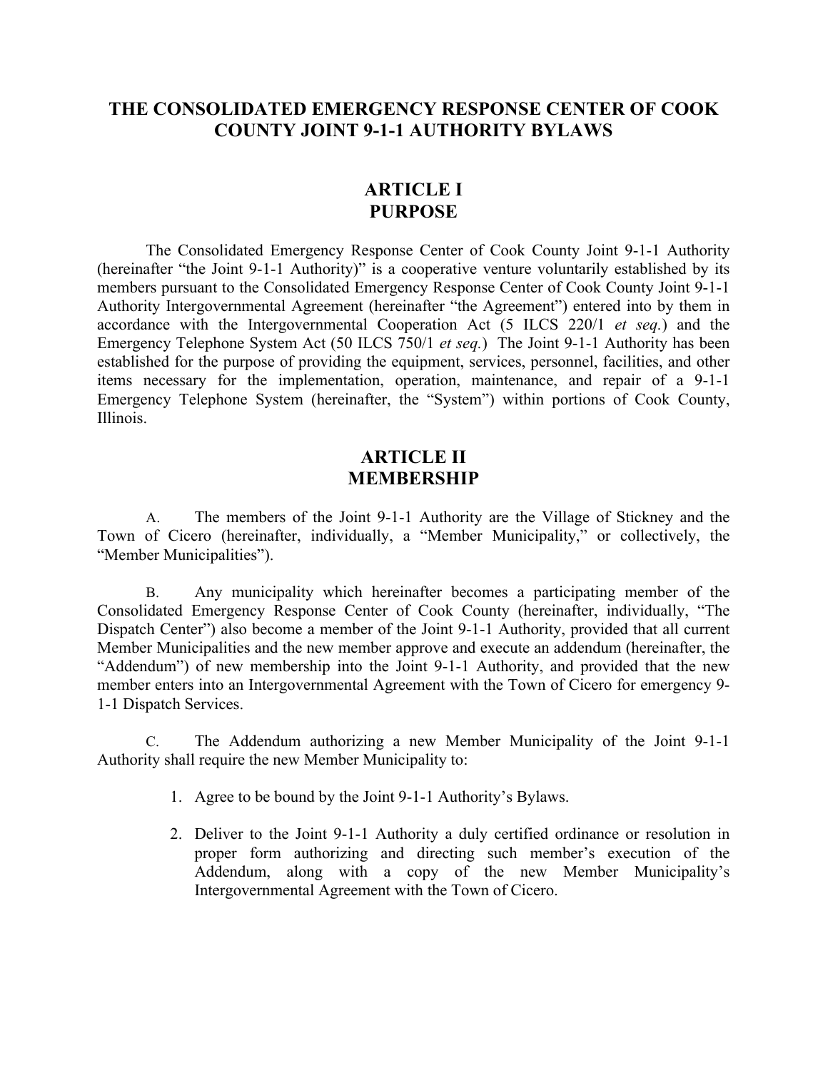# THE CONSOLIDATED EMERGENCY RESPONSE CENTER OF COOK COUNTY JOINT 9-1-1 AUTHORITY BYLAWS

## ARTICLE I
## PURPOSE

The Consolidated Emergency Response Center of Cook County Joint 9-1-1 Authority (hereinafter "the Joint 9-1-1 Authority)" is a cooperative venture voluntarily established by its members pursuant to the Consolidated Emergency Response Center of Cook County Joint 9-1-1 Authority Intergovernmental Agreement (hereinafter "the Agreement") entered into by them in accordance with the Intergovernmental Cooperation Act (5 ILCS 220/1 *et seq.*) and the Emergency Telephone System Act (50 ILCS 750/1 *et seq.*) The Joint 9-1-1 Authority has been established for the purpose of providing the equipment, services, personnel, facilities, and other items necessary for the implementation, operation, maintenance, and repair of a 9-1-1 Emergency Telephone System (hereinafter, the "System") within portions of Cook County, Illinois.

## ARTICLE II
## MEMBERSHIP

A. The members of the Joint 9-1-1 Authority are the Village of Stickney and the Town of Cicero (hereinafter, individually, a "Member Municipality," or collectively, the "Member Municipalities").

B. Any municipality which hereinafter becomes a participating member of the Consolidated Emergency Response Center of Cook County (hereinafter, individually, "The Dispatch Center") also become a member of the Joint 9-1-1 Authority, provided that all current Member Municipalities and the new member approve and execute an addendum (hereinafter, the "Addendum") of new membership into the Joint 9-1-1 Authority, and provided that the new member enters into an Intergovernmental Agreement with the Town of Cicero for emergency 9-1-1 Dispatch Services.

C. The Addendum authorizing a new Member Municipality of the Joint 9-1-1 Authority shall require the new Member Municipality to:

1. Agree to be bound by the Joint 9-1-1 Authority's Bylaws.
2. Deliver to the Joint 9-1-1 Authority a duly certified ordinance or resolution in proper form authorizing and directing such member's execution of the Addendum, along with a copy of the new Member Municipality's Intergovernmental Agreement with the Town of Cicero.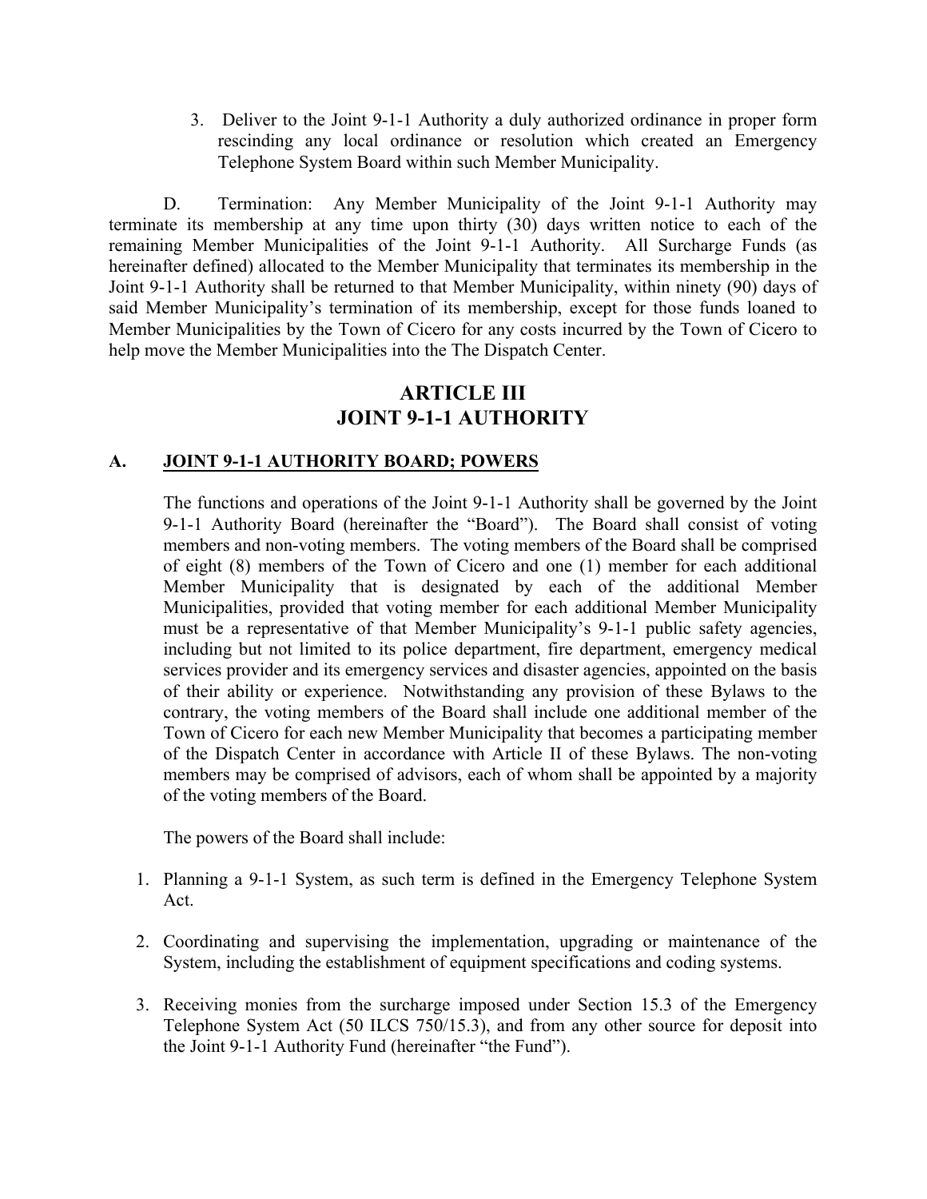3. Deliver to the Joint 9-1-1 Authority a duly authorized ordinance in proper form rescinding any local ordinance or resolution which created an Emergency Telephone System Board within such Member Municipality.

D. Termination: Any Member Municipality of the Joint 9-1-1 Authority may terminate its membership at any time upon thirty (30) days written notice to each of the remaining Member Municipalities of the Joint 9-1-1 Authority. All Surcharge Funds (as hereinafter defined) allocated to the Member Municipality that terminates its membership in the Joint 9-1-1 Authority shall be returned to that Member Municipality, within ninety (90) days of said Member Municipality's termination of its membership, except for those funds loaned to Member Municipalities by the Town of Cicero for any costs incurred by the Town of Cicero to help move the Member Municipalities into the The Dispatch Center.

## ARTICLE III
## JOINT 9-1-1 AUTHORITY

### A. <u>JOINT 9-1-1 AUTHORITY BOARD; POWERS</u>

The functions and operations of the Joint 9-1-1 Authority shall be governed by the Joint 9-1-1 Authority Board (hereinafter the "Board"). The Board shall consist of voting members and non-voting members. The voting members of the Board shall be comprised of eight (8) members of the Town of Cicero and one (1) member for each additional Member Municipality that is designated by each of the additional Member Municipalities, provided that voting member for each additional Member Municipality must be a representative of that Member Municipality's 9-1-1 public safety agencies, including but not limited to its police department, fire department, emergency medical services provider and its emergency services and disaster agencies, appointed on the basis of their ability or experience. Notwithstanding any provision of these Bylaws to the contrary, the voting members of the Board shall include one additional member of the Town of Cicero for each new Member Municipality that becomes a participating member of the Dispatch Center in accordance with Article II of these Bylaws. The non-voting members may be comprised of advisors, each of whom shall be appointed by a majority of the voting members of the Board.

The powers of the Board shall include:

1. Planning a 9-1-1 System, as such term is defined in the Emergency Telephone System Act.

2. Coordinating and supervising the implementation, upgrading or maintenance of the System, including the establishment of equipment specifications and coding systems.

3. Receiving monies from the surcharge imposed under Section 15.3 of the Emergency Telephone System Act (50 ILCS 750/15.3), and from any other source for deposit into the Joint 9-1-1 Authority Fund (hereinafter "the Fund").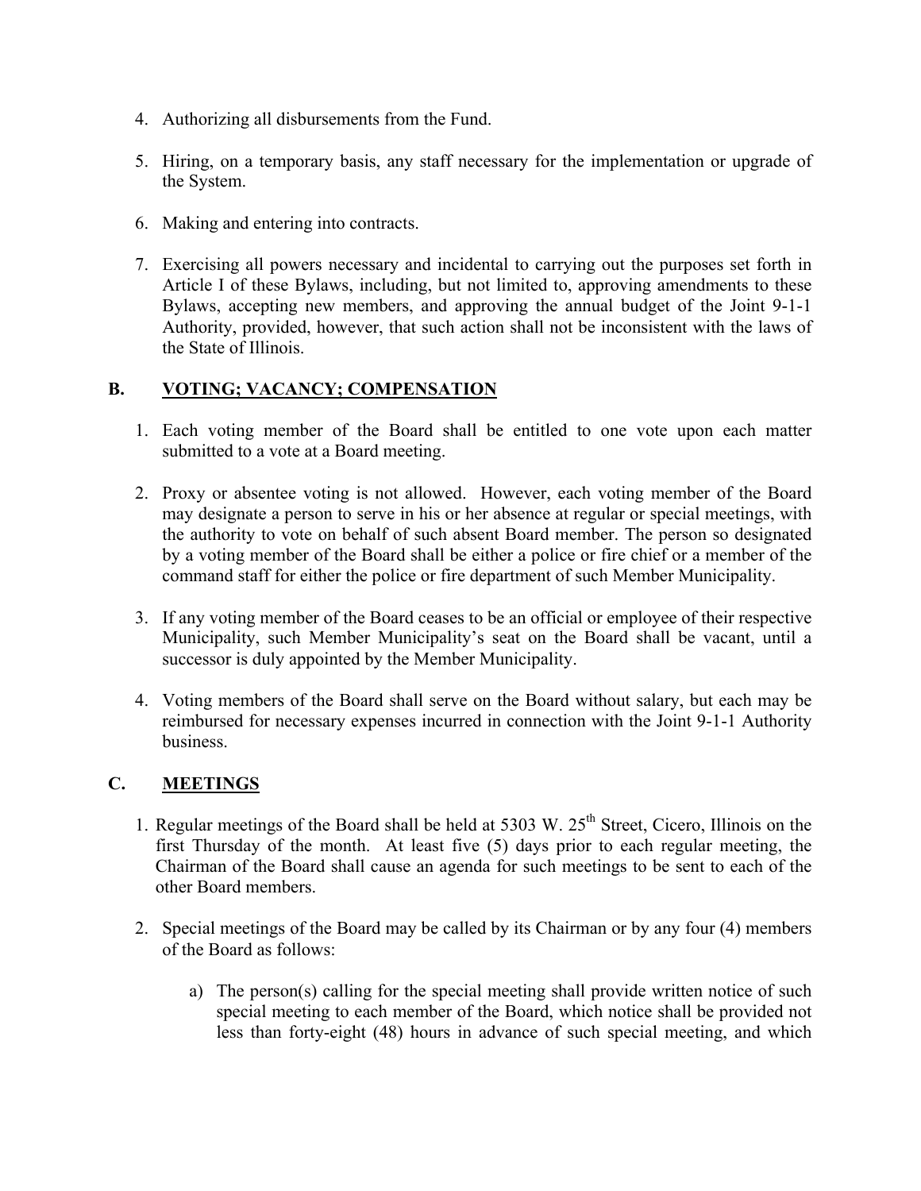4. Authorizing all disbursements from the Fund.

5. Hiring, on a temporary basis, any staff necessary for the implementation or upgrade of the System.

6. Making and entering into contracts.

7. Exercising all powers necessary and incidental to carrying out the purposes set forth in Article I of these Bylaws, including, but not limited to, approving amendments to these Bylaws, accepting new members, and approving the annual budget of the Joint 9-1-1 Authority, provided, however, that such action shall not be inconsistent with the laws of the State of Illinois.

## B. VOTING; VACANCY; COMPENSATION

1. Each voting member of the Board shall be entitled to one vote upon each matter submitted to a vote at a Board meeting.

2. Proxy or absentee voting is not allowed. However, each voting member of the Board may designate a person to serve in his or her absence at regular or special meetings, with the authority to vote on behalf of such absent Board member. The person so designated by a voting member of the Board shall be either a police or fire chief or a member of the command staff for either the police or fire department of such Member Municipality.

3. If any voting member of the Board ceases to be an official or employee of their respective Municipality, such Member Municipality's seat on the Board shall be vacant, until a successor is duly appointed by the Member Municipality.

4. Voting members of the Board shall serve on the Board without salary, but each may be reimbursed for necessary expenses incurred in connection with the Joint 9-1-1 Authority business.

## C. MEETINGS

1. Regular meetings of the Board shall be held at 5303 W. 25th Street, Cicero, Illinois on the first Thursday of the month. At least five (5) days prior to each regular meeting, the Chairman of the Board shall cause an agenda for such meetings to be sent to each of the other Board members.

2. Special meetings of the Board may be called by its Chairman or by any four (4) members of the Board as follows:

   a) The person(s) calling for the special meeting shall provide written notice of such special meeting to each member of the Board, which notice shall be provided not less than forty-eight (48) hours in advance of such special meeting, and which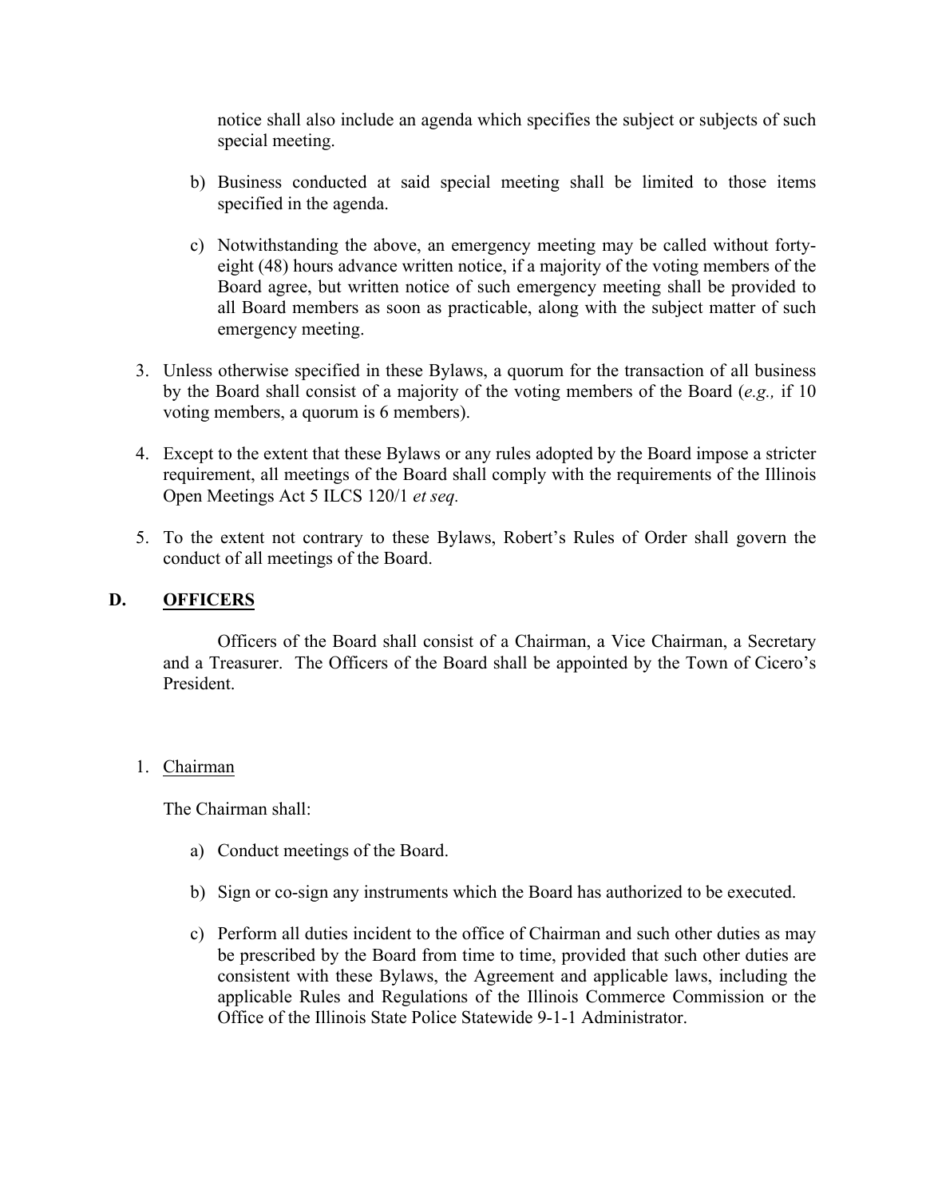notice shall also include an agenda which specifies the subject or subjects of such special meeting.

b) Business conducted at said special meeting shall be limited to those items specified in the agenda.

c) Notwithstanding the above, an emergency meeting may be called without forty-eight (48) hours advance written notice, if a majority of the voting members of the Board agree, but written notice of such emergency meeting shall be provided to all Board members as soon as practicable, along with the subject matter of such emergency meeting.

3. Unless otherwise specified in these Bylaws, a quorum for the transaction of all business by the Board shall consist of a majority of the voting members of the Board (*e.g.,* if 10 voting members, a quorum is 6 members).

4. Except to the extent that these Bylaws or any rules adopted by the Board impose a stricter requirement, all meetings of the Board shall comply with the requirements of the Illinois Open Meetings Act 5 ILCS 120/1 *et seq.*

5. To the extent not contrary to these Bylaws, Robert's Rules of Order shall govern the conduct of all meetings of the Board.

## D. OFFICERS

Officers of the Board shall consist of a Chairman, a Vice Chairman, a Secretary and a Treasurer. The Officers of the Board shall be appointed by the Town of Cicero's President.

1. Chairman

The Chairman shall:

a) Conduct meetings of the Board.

b) Sign or co-sign any instruments which the Board has authorized to be executed.

c) Perform all duties incident to the office of Chairman and such other duties as may be prescribed by the Board from time to time, provided that such other duties are consistent with these Bylaws, the Agreement and applicable laws, including the applicable Rules and Regulations of the Illinois Commerce Commission or the Office of the Illinois State Police Statewide 9-1-1 Administrator.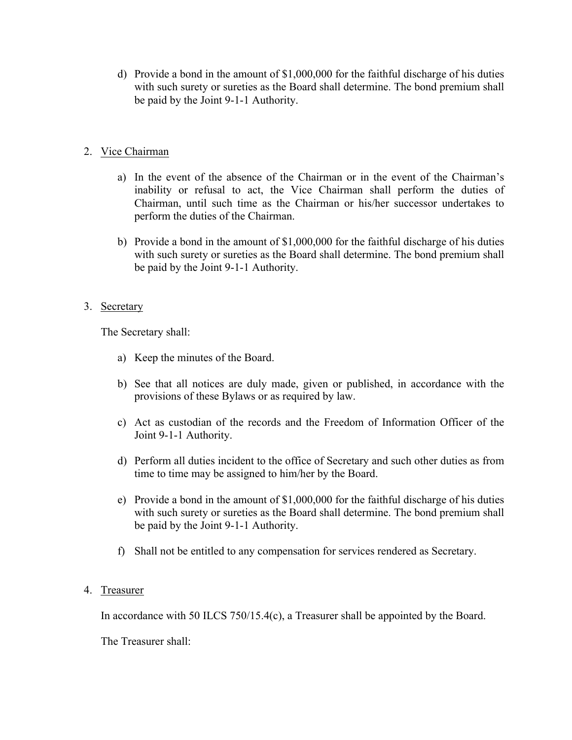d) Provide a bond in the amount of $1,000,000 for the faithful discharge of his duties with such surety or sureties as the Board shall determine. The bond premium shall be paid by the Joint 9-1-1 Authority.

2. Vice Chairman

   a) In the event of the absence of the Chairman or in the event of the Chairman's inability or refusal to act, the Vice Chairman shall perform the duties of Chairman, until such time as the Chairman or his/her successor undertakes to perform the duties of the Chairman.

   b) Provide a bond in the amount of $1,000,000 for the faithful discharge of his duties with such surety or sureties as the Board shall determine. The bond premium shall be paid by the Joint 9-1-1 Authority.

3. Secretary

   The Secretary shall:

   a) Keep the minutes of the Board.

   b) See that all notices are duly made, given or published, in accordance with the provisions of these Bylaws or as required by law.

   c) Act as custodian of the records and the Freedom of Information Officer of the Joint 9-1-1 Authority.

   d) Perform all duties incident to the office of Secretary and such other duties as from time to time may be assigned to him/her by the Board.

   e) Provide a bond in the amount of $1,000,000 for the faithful discharge of his duties with such surety or sureties as the Board shall determine. The bond premium shall be paid by the Joint 9-1-1 Authority.

   f) Shall not be entitled to any compensation for services rendered as Secretary.

4. Treasurer

   In accordance with 50 ILCS 750/15.4(c), a Treasurer shall be appointed by the Board.

   The Treasurer shall: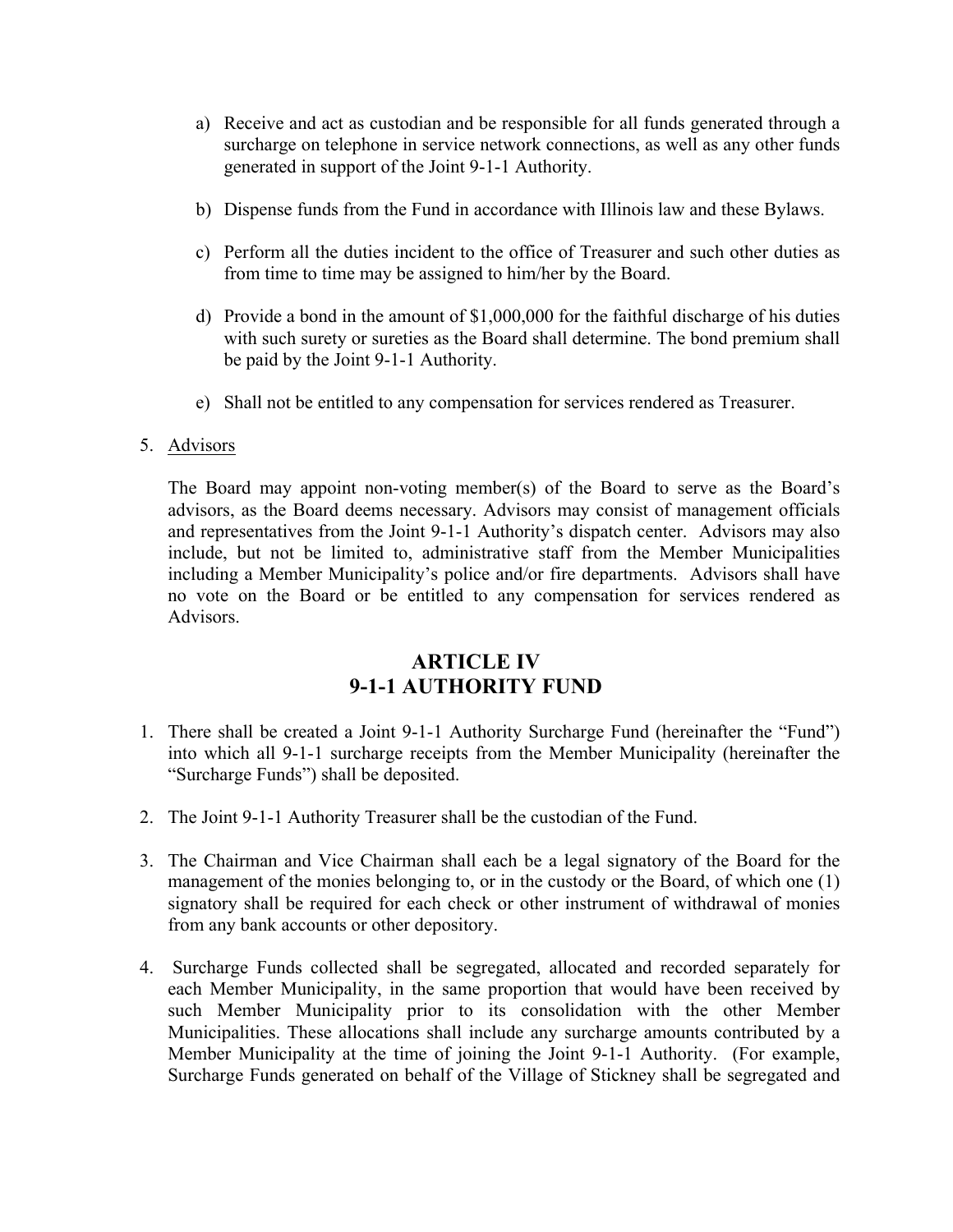a) Receive and act as custodian and be responsible for all funds generated through a surcharge on telephone in service network connections, as well as any other funds generated in support of the Joint 9-1-1 Authority.

b) Dispense funds from the Fund in accordance with Illinois law and these Bylaws.

c) Perform all the duties incident to the office of Treasurer and such other duties as from time to time may be assigned to him/her by the Board.

d) Provide a bond in the amount of $1,000,000 for the faithful discharge of his duties with such surety or sureties as the Board shall determine. The bond premium shall be paid by the Joint 9-1-1 Authority.

e) Shall not be entitled to any compensation for services rendered as Treasurer.

5. Advisors

   The Board may appoint non-voting member(s) of the Board to serve as the Board's advisors, as the Board deems necessary. Advisors may consist of management officials and representatives from the Joint 9-1-1 Authority's dispatch center. Advisors may also include, but not be limited to, administrative staff from the Member Municipalities including a Member Municipality's police and/or fire departments. Advisors shall have no vote on the Board or be entitled to any compensation for services rendered as Advisors.

## ARTICLE IV
## 9-1-1 AUTHORITY FUND

1. There shall be created a Joint 9-1-1 Authority Surcharge Fund (hereinafter the "Fund") into which all 9-1-1 surcharge receipts from the Member Municipality (hereinafter the "Surcharge Funds") shall be deposited.

2. The Joint 9-1-1 Authority Treasurer shall be the custodian of the Fund.

3. The Chairman and Vice Chairman shall each be a legal signatory of the Board for the management of the monies belonging to, or in the custody or the Board, of which one (1) signatory shall be required for each check or other instrument of withdrawal of monies from any bank accounts or other depository.

4. Surcharge Funds collected shall be segregated, allocated and recorded separately for each Member Municipality, in the same proportion that would have been received by such Member Municipality prior to its consolidation with the other Member Municipalities. These allocations shall include any surcharge amounts contributed by a Member Municipality at the time of joining the Joint 9-1-1 Authority. (For example, Surcharge Funds generated on behalf of the Village of Stickney shall be segregated and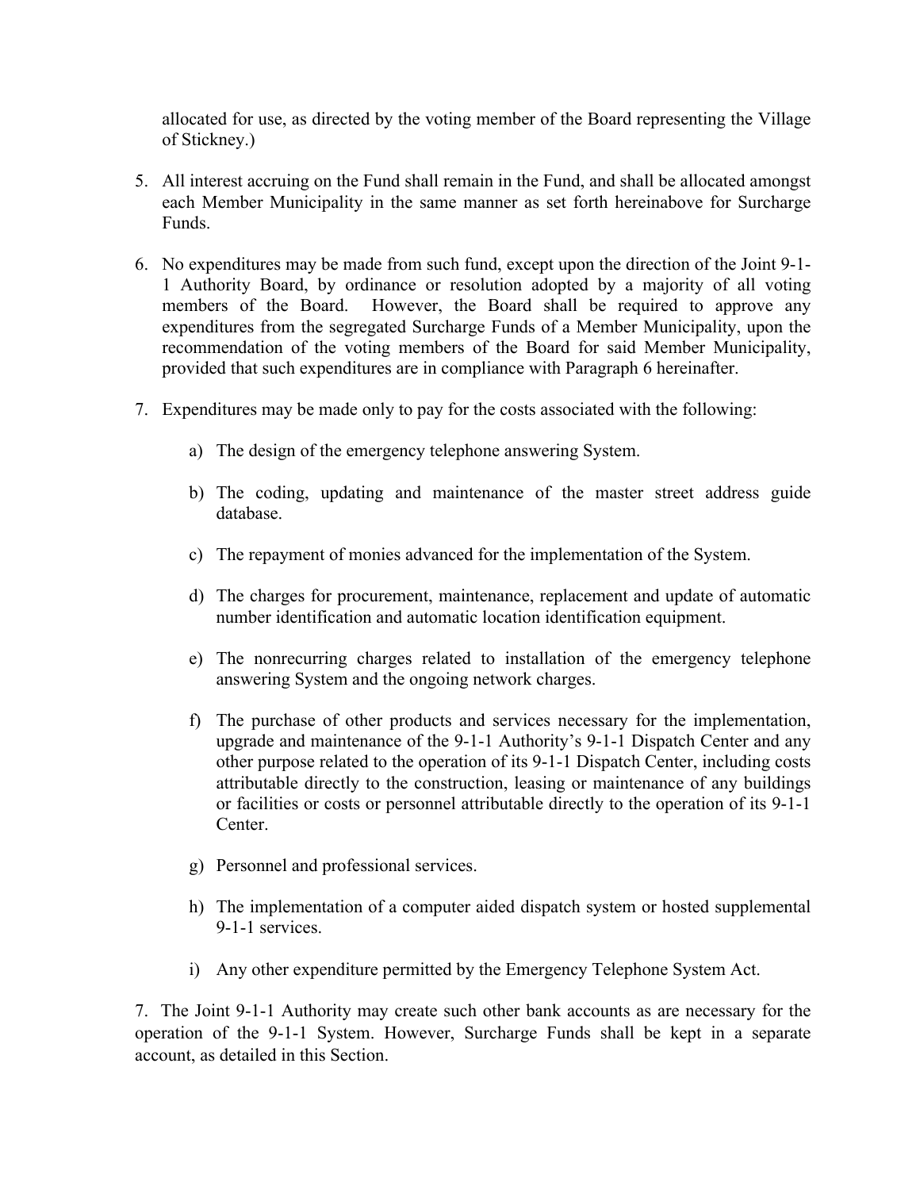allocated for use, as directed by the voting member of the Board representing the Village of Stickney.)

5. All interest accruing on the Fund shall remain in the Fund, and shall be allocated amongst each Member Municipality in the same manner as set forth hereinabove for Surcharge Funds.

6. No expenditures may be made from such fund, except upon the direction of the Joint 9-1-1 Authority Board, by ordinance or resolution adopted by a majority of all voting members of the Board. However, the Board shall be required to approve any expenditures from the segregated Surcharge Funds of a Member Municipality, upon the recommendation of the voting members of the Board for said Member Municipality, provided that such expenditures are in compliance with Paragraph 6 hereinafter.

7. Expenditures may be made only to pay for the costs associated with the following:

   a) The design of the emergency telephone answering System.

   b) The coding, updating and maintenance of the master street address guide database.

   c) The repayment of monies advanced for the implementation of the System.

   d) The charges for procurement, maintenance, replacement and update of automatic number identification and automatic location identification equipment.

   e) The nonrecurring charges related to installation of the emergency telephone answering System and the ongoing network charges.

   f) The purchase of other products and services necessary for the implementation, upgrade and maintenance of the 9-1-1 Authority's 9-1-1 Dispatch Center and any other purpose related to the operation of its 9-1-1 Dispatch Center, including costs attributable directly to the construction, leasing or maintenance of any buildings or facilities or costs or personnel attributable directly to the operation of its 9-1-1 Center.

   g) Personnel and professional services.

   h) The implementation of a computer aided dispatch system or hosted supplemental 9-1-1 services.

   i) Any other expenditure permitted by the Emergency Telephone System Act.

7. The Joint 9-1-1 Authority may create such other bank accounts as are necessary for the operation of the 9-1-1 System. However, Surcharge Funds shall be kept in a separate account, as detailed in this Section.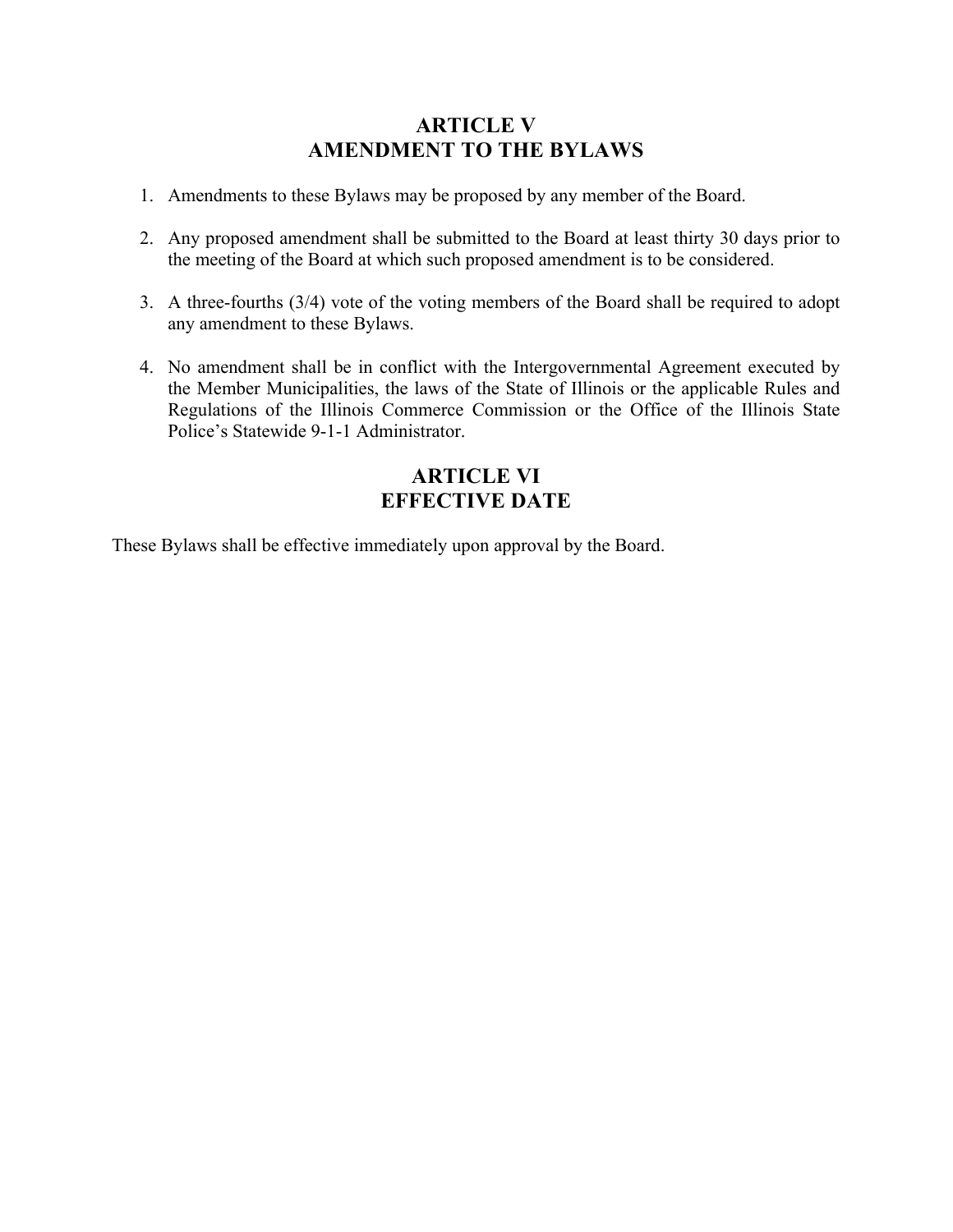## ARTICLE V
## AMENDMENT TO THE BYLAWS

1. Amendments to these Bylaws may be proposed by any member of the Board.

2. Any proposed amendment shall be submitted to the Board at least thirty 30 days prior to the meeting of the Board at which such proposed amendment is to be considered.

3. A three-fourths (3/4) vote of the voting members of the Board shall be required to adopt any amendment to these Bylaws.

4. No amendment shall be in conflict with the Intergovernmental Agreement executed by the Member Municipalities, the laws of the State of Illinois or the applicable Rules and Regulations of the Illinois Commerce Commission or the Office of the Illinois State Police's Statewide 9-1-1 Administrator.

## ARTICLE VI
## EFFECTIVE DATE

These Bylaws shall be effective immediately upon approval by the Board.